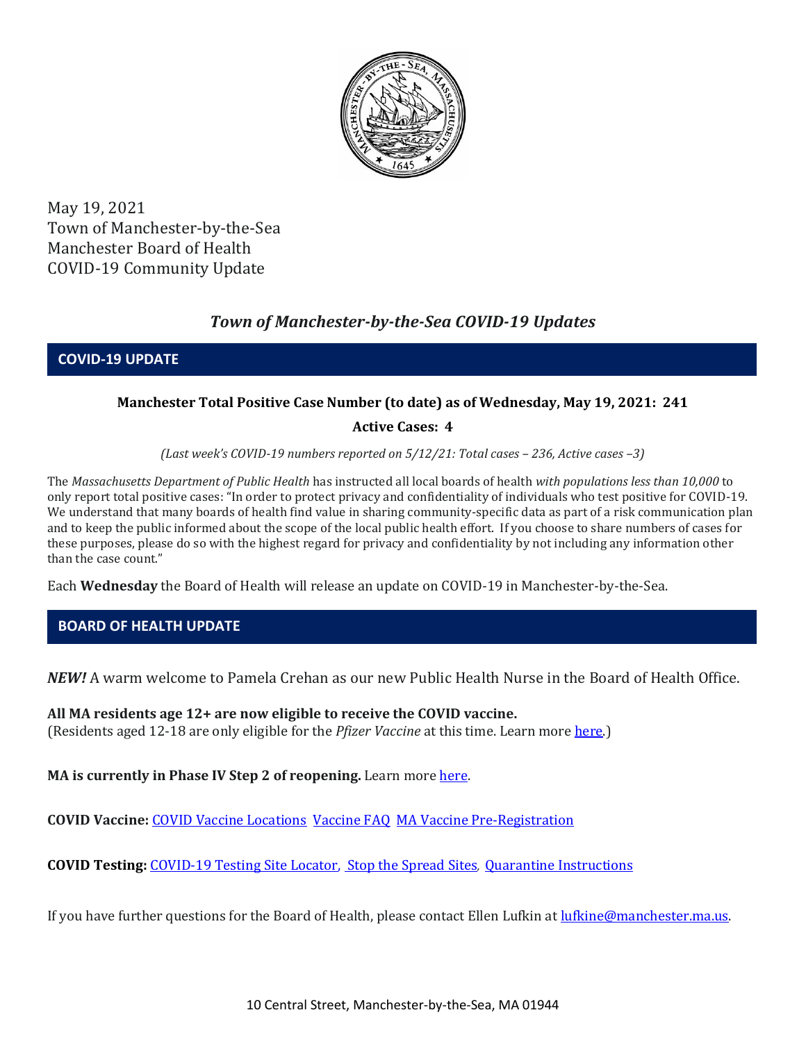May 19, 2021
Town of Manchester-by-the-Sea
Manchester Board of Health
COVID-19 Community Update

# *Town of Manchester-by-the-Sea COVID-19 Updates*

## COVID-19 UPDATE

**Manchester Total Positive Case Number (to date) as of Wednesday, May 19, 2021: 241**

**Active Cases: 4**

*(Last week's COVID-19 numbers reported on 5/12/21: Total cases – 236, Active cases –3)*

The *Massachusetts Department of Public Health* has instructed all local boards of health *with populations less than 10,000* to only report total positive cases: "In order to protect privacy and confidentiality of individuals who test positive for COVID-19. We understand that many boards of health find value in sharing community-specific data as part of a risk communication plan and to keep the public informed about the scope of the local public health effort. If you choose to share numbers of cases for these purposes, please do so with the highest regard for privacy and confidentiality by not including any information other than the case count."

Each **Wednesday** the Board of Health will release an update on COVID-19 in Manchester-by-the-Sea.

## BOARD OF HEALTH UPDATE

***NEW!*** A warm welcome to Pamela Crehan as our new Public Health Nurse in the Board of Health Office.

**All MA residents age 12+ are now eligible to receive the COVID vaccine.**
(Residents aged 12-18 are only eligible for the *Pfizer Vaccine* at this time. Learn more here.)

**MA is currently in Phase IV Step 2 of reopening.** Learn more here.

**COVID Vaccine:** COVID Vaccine Locations Vaccine FAQ MA Vaccine Pre-Registration

**COVID Testing:** COVID-19 Testing Site Locator, Stop the Spread Sites, Quarantine Instructions

If you have further questions for the Board of Health, please contact Ellen Lufkin at lufkine@manchester.ma.us.

10 Central Street, Manchester-by-the-Sea, MA 01944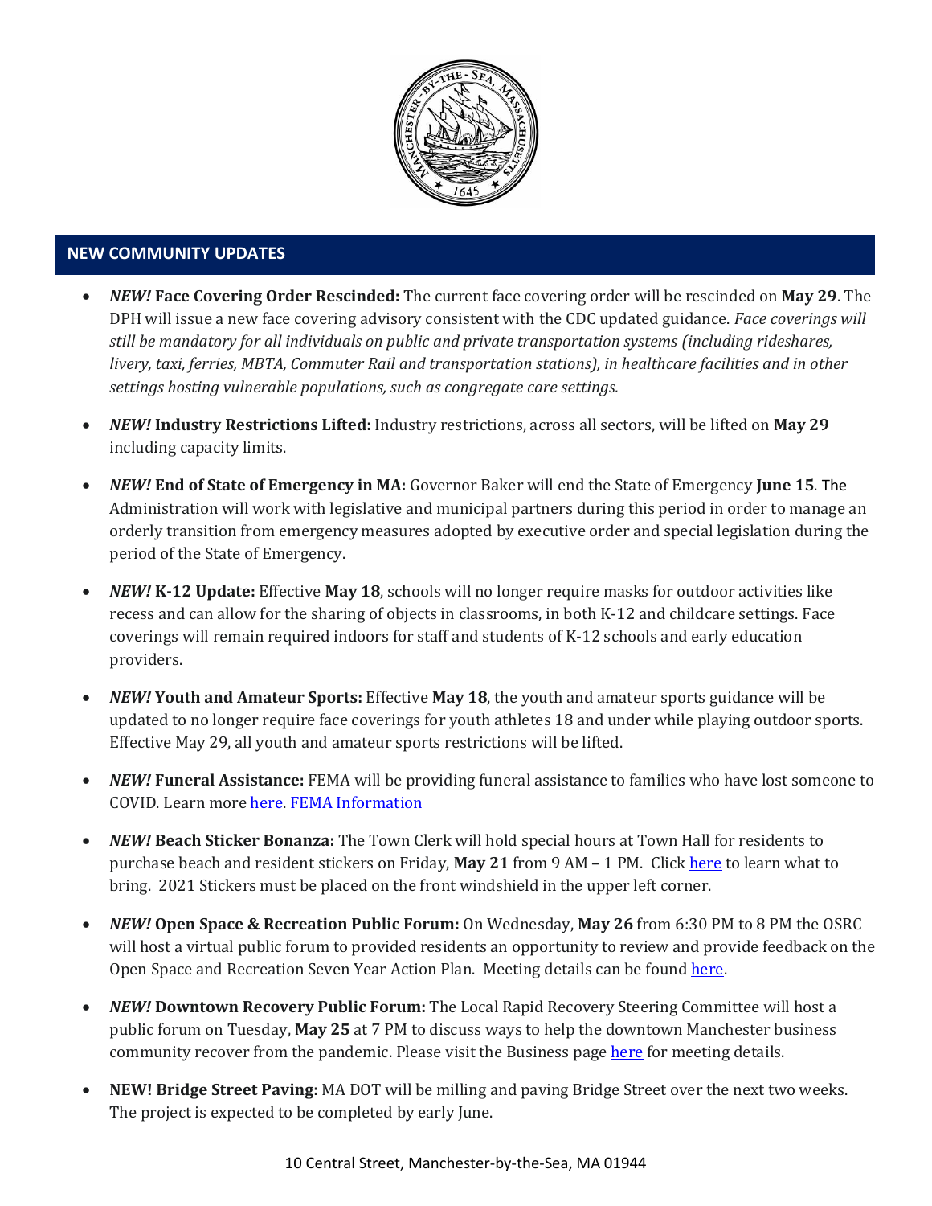## NEW COMMUNITY UPDATES

- ***NEW!*** **Face Covering Order Rescinded:** The current face covering order will be rescinded on **May 29**. The DPH will issue a new face covering advisory consistent with the CDC updated guidance. *Face coverings will still be mandatory for all individuals on public and private transportation systems (including rideshares, livery, taxi, ferries, MBTA, Commuter Rail and transportation stations), in healthcare facilities and in other settings hosting vulnerable populations, such as congregate care settings.*

- ***NEW!*** **Industry Restrictions Lifted:** Industry restrictions, across all sectors, will be lifted on **May 29** including capacity limits.

- ***NEW!*** **End of State of Emergency in MA:** Governor Baker will end the State of Emergency **June 15**. The Administration will work with legislative and municipal partners during this period in order to manage an orderly transition from emergency measures adopted by executive order and special legislation during the period of the State of Emergency.

- ***NEW!*** **K-12 Update:** Effective **May 18**, schools will no longer require masks for outdoor activities like recess and can allow for the sharing of objects in classrooms, in both K-12 and childcare settings. Face coverings will remain required indoors for staff and students of K-12 schools and early education providers.

- ***NEW!*** **Youth and Amateur Sports:** Effective **May 18**, the youth and amateur sports guidance will be updated to no longer require face coverings for youth athletes 18 and under while playing outdoor sports. Effective May 29, all youth and amateur sports restrictions will be lifted.

- ***NEW!*** **Funeral Assistance:** FEMA will be providing funeral assistance to families who have lost someone to COVID. Learn more here. FEMA Information

- ***NEW!*** **Beach Sticker Bonanza:** The Town Clerk will hold special hours at Town Hall for residents to purchase beach and resident stickers on Friday, **May 21** from 9 AM – 1 PM. Click here to learn what to bring. 2021 Stickers must be placed on the front windshield in the upper left corner.

- ***NEW!*** **Open Space & Recreation Public Forum:** On Wednesday, **May 26** from 6:30 PM to 8 PM the OSRC will host a virtual public forum to provided residents an opportunity to review and provide feedback on the Open Space and Recreation Seven Year Action Plan. Meeting details can be found here.

- ***NEW!*** **Downtown Recovery Public Forum:** The Local Rapid Recovery Steering Committee will host a public forum on Tuesday, **May 25** at 7 PM to discuss ways to help the downtown Manchester business community recover from the pandemic. Please visit the Business page here for meeting details.

- **NEW! Bridge Street Paving:** MA DOT will be milling and paving Bridge Street over the next two weeks. The project is expected to be completed by early June.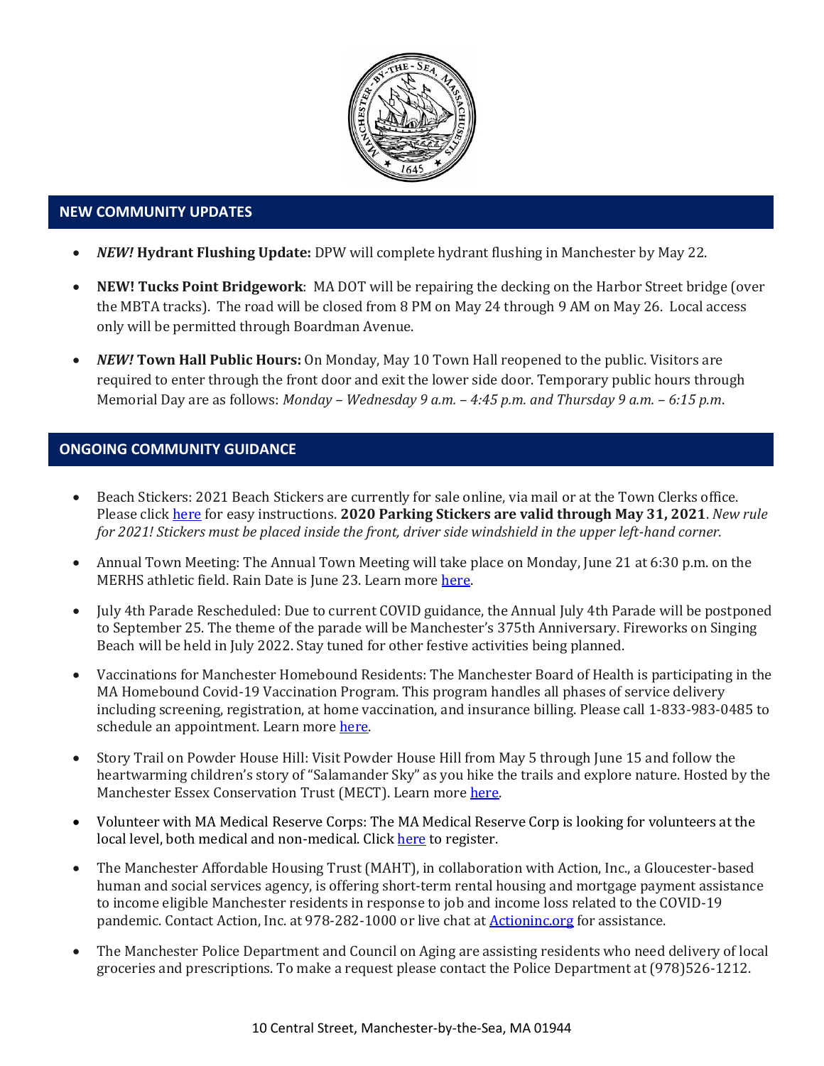## NEW COMMUNITY UPDATES

- ***NEW!* Hydrant Flushing Update:** DPW will complete hydrant flushing in Manchester by May 22.
- **NEW! Tucks Point Bridgework**: MA DOT will be repairing the decking on the Harbor Street bridge (over the MBTA tracks). The road will be closed from 8 PM on May 24 through 9 AM on May 26. Local access only will be permitted through Boardman Avenue.
- ***NEW!* Town Hall Public Hours:** On Monday, May 10 Town Hall reopened to the public. Visitors are required to enter through the front door and exit the lower side door. Temporary public hours through Memorial Day are as follows: *Monday – Wednesday 9 a.m. – 4:45 p.m. and Thursday 9 a.m. – 6:15 p.m.*

## ONGOING COMMUNITY GUIDANCE

- Beach Stickers: 2021 Beach Stickers are currently for sale online, via mail or at the Town Clerks office. Please click here for easy instructions. **2020 Parking Stickers are valid through May 31, 2021**. *New rule for 2021! Stickers must be placed inside the front, driver side windshield in the upper left-hand corner.*
- Annual Town Meeting: The Annual Town Meeting will take place on Monday, June 21 at 6:30 p.m. on the MERHS athletic field. Rain Date is June 23. Learn more here.
- July 4th Parade Rescheduled: Due to current COVID guidance, the Annual July 4th Parade will be postponed to September 25. The theme of the parade will be Manchester's 375th Anniversary. Fireworks on Singing Beach will be held in July 2022. Stay tuned for other festive activities being planned.
- Vaccinations for Manchester Homebound Residents: The Manchester Board of Health is participating in the MA Homebound Covid-19 Vaccination Program. This program handles all phases of service delivery including screening, registration, at home vaccination, and insurance billing. Please call 1-833-983-0485 to schedule an appointment. Learn more here.
- Story Trail on Powder House Hill: Visit Powder House Hill from May 5 through June 15 and follow the heartwarming children's story of "Salamander Sky" as you hike the trails and explore nature. Hosted by the Manchester Essex Conservation Trust (MECT). Learn more here.
- Volunteer with MA Medical Reserve Corps: The MA Medical Reserve Corp is looking for volunteers at the local level, both medical and non-medical. Click here to register.
- The Manchester Affordable Housing Trust (MAHT), in collaboration with Action, Inc., a Gloucester-based human and social services agency, is offering short-term rental housing and mortgage payment assistance to income eligible Manchester residents in response to job and income loss related to the COVID-19 pandemic. Contact Action, Inc. at 978-282-1000 or live chat at Actioninc.org for assistance.
- The Manchester Police Department and Council on Aging are assisting residents who need delivery of local groceries and prescriptions. To make a request please contact the Police Department at (978)526-1212.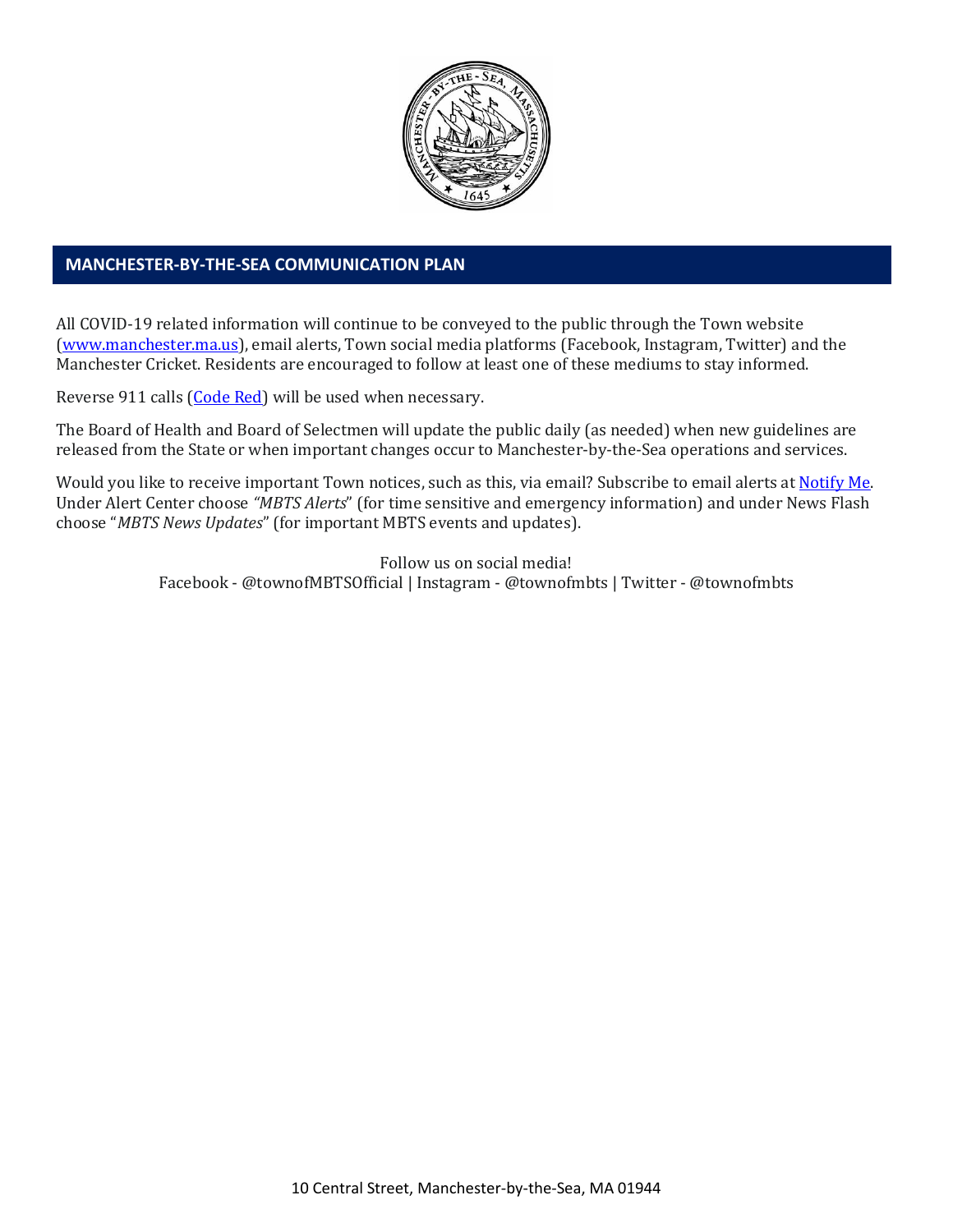## MANCHESTER-BY-THE-SEA COMMUNICATION PLAN

All COVID-19 related information will continue to be conveyed to the public through the Town website (www.manchester.ma.us), email alerts, Town social media platforms (Facebook, Instagram, Twitter) and the Manchester Cricket. Residents are encouraged to follow at least one of these mediums to stay informed.

Reverse 911 calls (Code Red) will be used when necessary.

The Board of Health and Board of Selectmen will update the public daily (as needed) when new guidelines are released from the State or when important changes occur to Manchester-by-the-Sea operations and services.

Would you like to receive important Town notices, such as this, via email? Subscribe to email alerts at Notify Me. Under Alert Center choose *"MBTS Alerts"* (for time sensitive and emergency information) and under News Flash choose "*MBTS News Updates*" (for important MBTS events and updates).

Follow us on social media!
Facebook - @townofMBTSOfficial | Instagram - @townofmbts | Twitter - @townofmbts

10 Central Street, Manchester-by-the-Sea, MA 01944